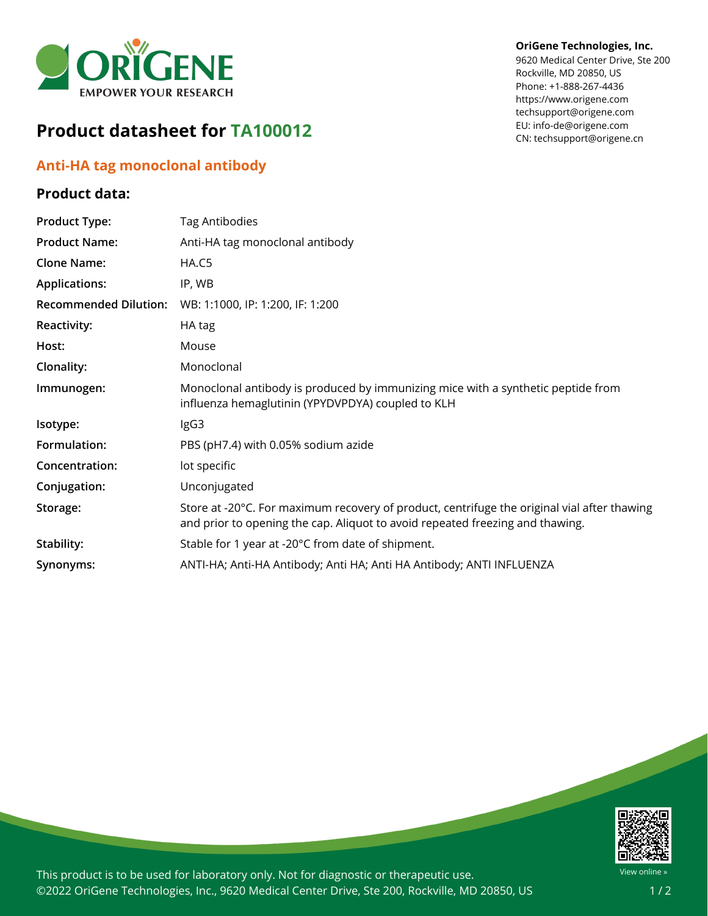**OriGene Technologies, Inc.**
9620 Medical Center Drive, Ste 200
Rockville, MD 20850, US
Phone: +1-888-267-4436
https://www.origene.com
techsupport@origene.com
EU: info-de@origene.com
CN: techsupport@origene.cn

# Product datasheet for TA100012

## Anti-HA tag monoclonal antibody

### Product data:

| | |
|---|---|
| **Product Type:** | Tag Antibodies |
| **Product Name:** | Anti-HA tag monoclonal antibody |
| **Clone Name:** | HA.C5 |
| **Applications:** | IP, WB |
| **Recommended Dilution:** | WB: 1:1000, IP: 1:200, IF: 1:200 |
| **Reactivity:** | HA tag |
| **Host:** | Mouse |
| **Clonality:** | Monoclonal |
| **Immunogen:** | Monoclonal antibody is produced by immunizing mice with a synthetic peptide from influenza hemaglutinin (YPYDVPDYA) coupled to KLH |
| **Isotype:** | IgG3 |
| **Formulation:** | PBS (pH7.4) with 0.05% sodium azide |
| **Concentration:** | lot specific |
| **Conjugation:** | Unconjugated |
| **Storage:** | Store at -20°C. For maximum recovery of product, centrifuge the original vial after thawing and prior to opening the cap. Aliquot to avoid repeated freezing and thawing. |
| **Stability:** | Stable for 1 year at -20°C from date of shipment. |
| **Synonyms:** | ANTI-HA; Anti-HA Antibody; Anti HA; Anti HA Antibody; ANTI INFLUENZA |

This product is to be used for laboratory only. Not for diagnostic or therapeutic use.
©2022 OriGene Technologies, Inc., 9620 Medical Center Drive, Ste 200, Rockville, MD 20850, US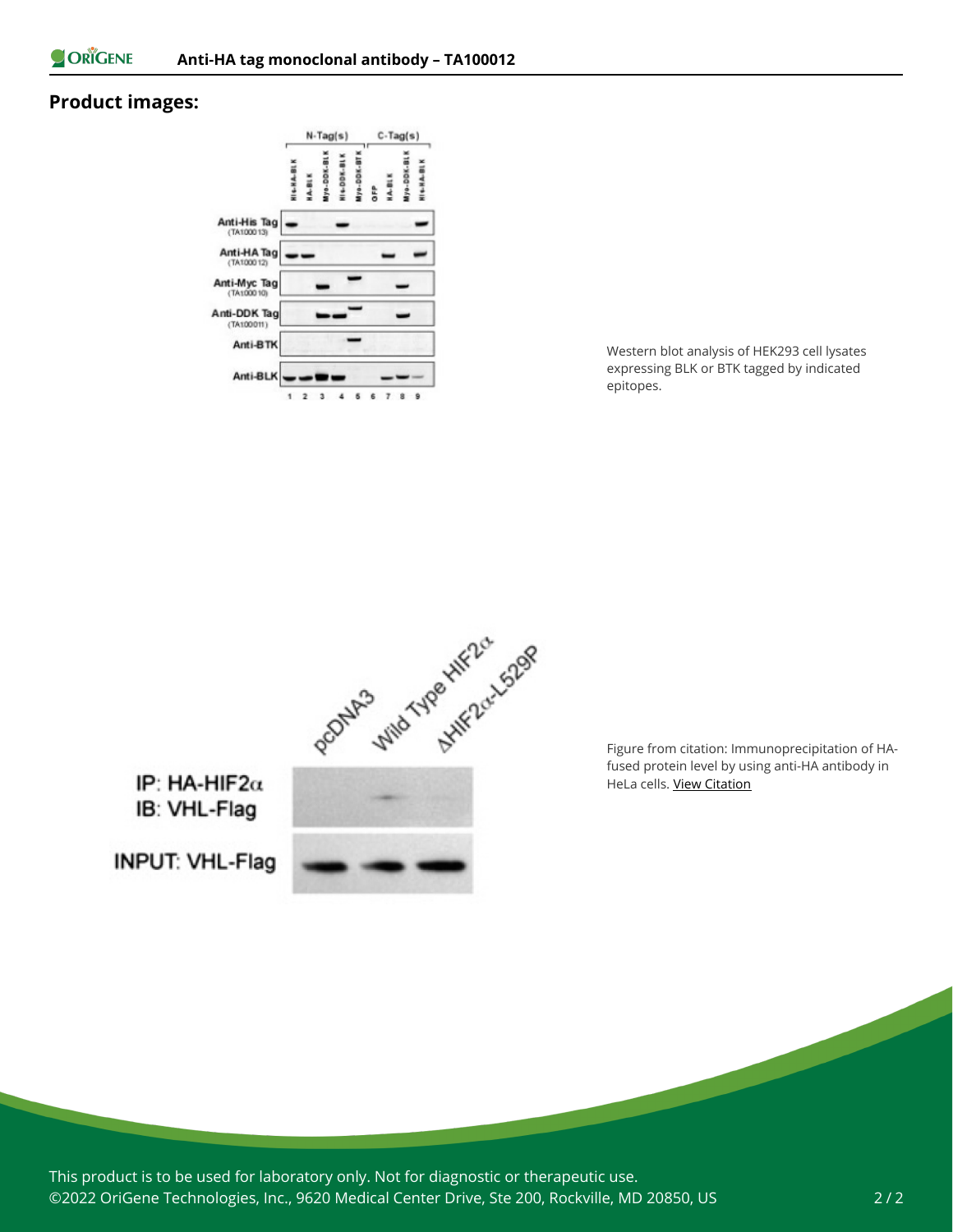## Product images:

N-Tag(s) C-Tag(s)

His-HA-BLK
HA-BLK
Myc-DDK-BLK
His-DDK-BLK
Myc-DDK-BTK
GFP
HA-BLK
Myc-DDK-BLK
His-HA-BLK

Anti-His Tag (TA100013)
Anti-HA Tag (TA100012)
Anti-Myc Tag (TA100010)
Anti-DDK Tag (TA100011)
Anti-BTK
Anti-BLK

1 2 3 4 5 6 7 8 9

Western blot analysis of HEK293 cell lysates expressing BLK or BTK tagged by indicated epitopes.

pcDNA3
Wild Type HIF2α
ΔHIF2α-L529P

IP: HA-HIF2α
IB: VHL-Flag

INPUT: VHL-Flag

Figure from citation: Immunoprecipitation of HA-fused protein level by using anti-HA antibody in HeLa cells. View Citation

This product is to be used for laboratory only. Not for diagnostic or therapeutic use.
©2022 OriGene Technologies, Inc., 9620 Medical Center Drive, Ste 200, Rockville, MD 20850, US